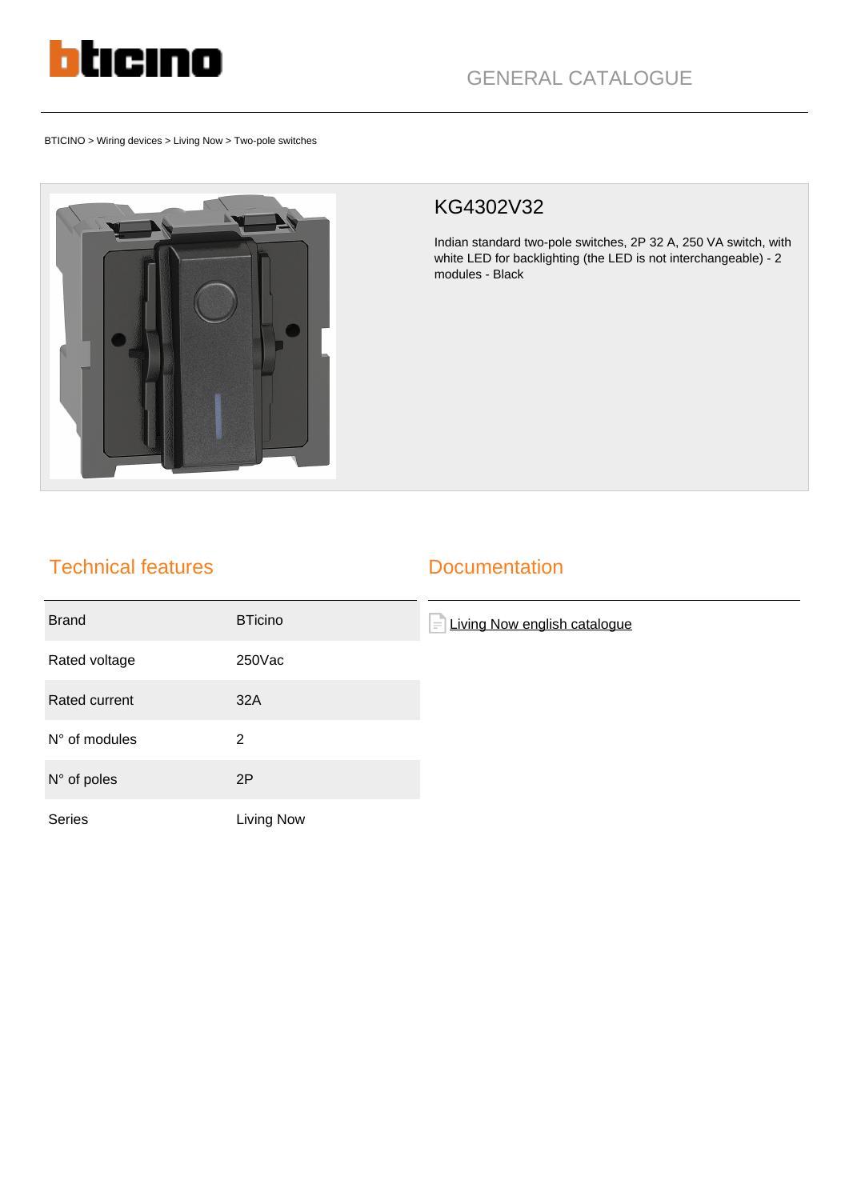GENERAL CATALOGUE

BTICINO > Wiring devices > Living Now > Two-pole switches

# KG4302V32

Indian standard two-pole switches, 2P 32 A, 250 VA switch, with white LED for backlighting (the LED is not interchangeable) - 2 modules - Black

## Technical features

| | |
|---|---|
| Brand | BTicino |
| Rated voltage | 250Vac |
| Rated current | 32A |
| N° of modules | 2 |
| N° of poles | 2P |
| Series | Living Now |

## Documentation

Living Now english catalogue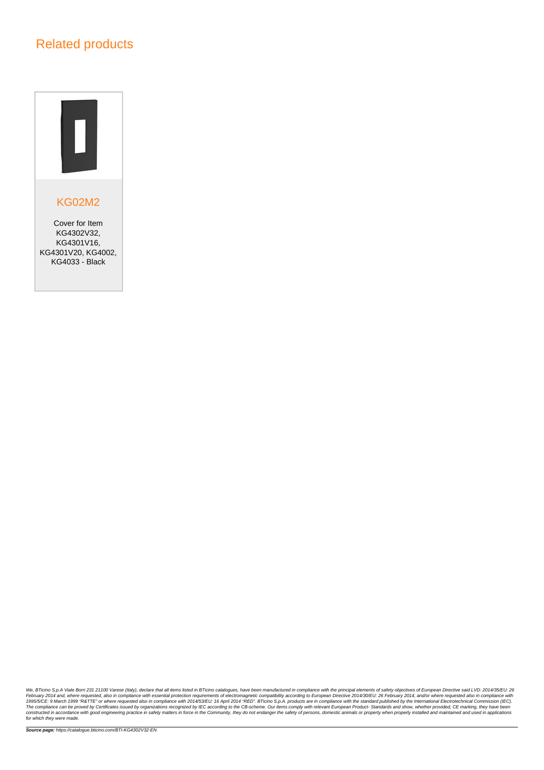## Related products

### KG02M2

Cover for Item KG4302V32, KG4301V16, KG4301V20, KG4002, KG4033 - Black

*We, BTicino S.p.A Viale Borri 231 21100 Varese (Italy), declare that all items listed in BTicino catalogues, have been manufactured in compliance with the principal elements of safety objectives of European Directive said LVD: 2014/35/EU: 26 February 2014 and, where requested, also in compliance with essential protection requirements of electromagnetic compatibility according to European Directive 2014/30/EU: 26 February 2014, and/or where requested also in compliance with 1995/5/CE: 9 March 1999 "R&TTE" or where requested also in compliance with 2014/53/EU: 16 April 2014 "RED". BTicino S.p.A. products are in compliance with the standard published by the International Electrotechnical Commission (IEC). The compliance can be proved by Certificates issued by organizations recognized by IEC according to the CB-scheme. Our items comply with relevant European Product- Standards and show, whether provided, CE marking, they have been constructed in accordance with good engineering practice in safety matters in force in the Community, they do not endanger the safety of persons, domestic animals or property when properly installed and maintained and used in applications for which they were made.*

**Source page:** https://catalogue.bticino.com/BTI-KG4302V32-EN